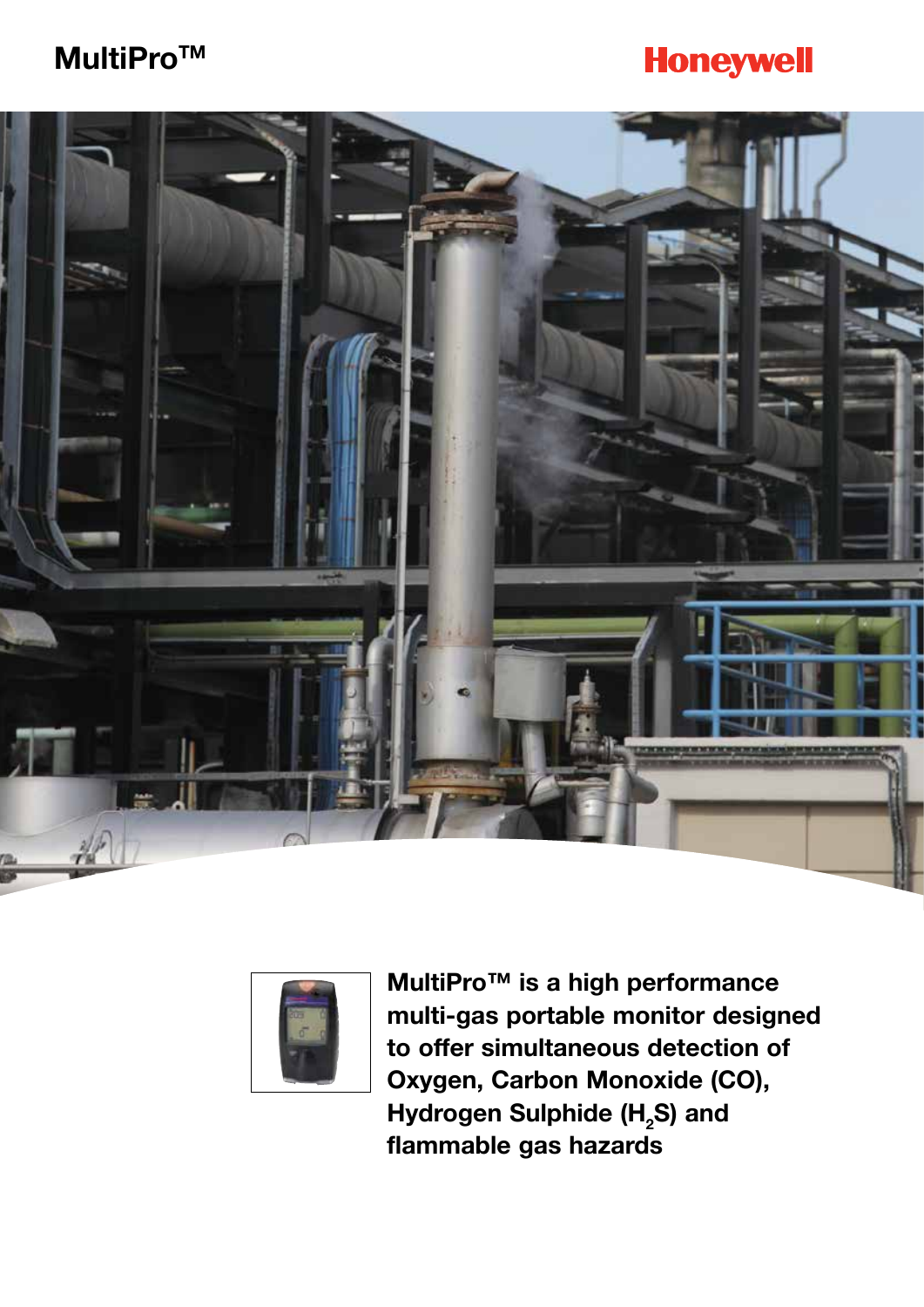# MultiPro™

Honeywell

**MultiPro™ is a high performance multi-gas portable monitor designed to offer simultaneous detection of Oxygen, Carbon Monoxide (CO), Hydrogen Sulphide ($H_2S$) and flammable gas hazards**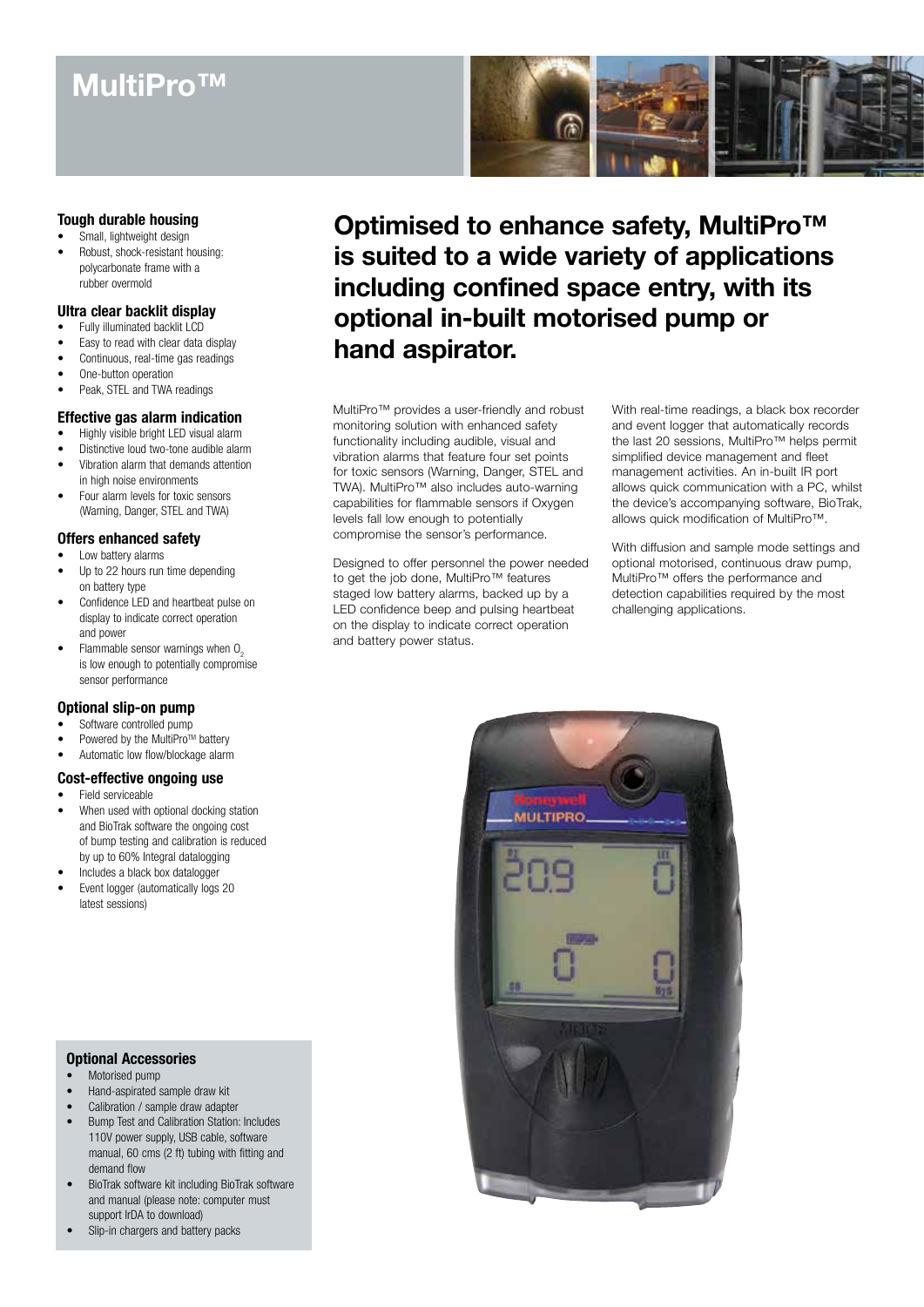# MultiPro™

### Tough durable housing

- Small, lightweight design
- Robust, shock-resistant housing: polycarbonate frame with a rubber overmold

### Ultra clear backlit display

- Fully illuminated backlit LCD
- Easy to read with clear data display
- Continuous, real-time gas readings
- One-button operation
- Peak, STEL and TWA readings

### Effective gas alarm indication

- Highly visible bright LED visual alarm
- Distinctive loud two-tone audible alarm
- Vibration alarm that demands attention in high noise environments
- Four alarm levels for toxic sensors (Warning, Danger, STEL and TWA)

### Offers enhanced safety

- Low battery alarms
- Up to 22 hours run time depending on battery type
- Confidence LED and heartbeat pulse on display to indicate correct operation and power
- Flammable sensor warnings when $O_2$ is low enough to potentially compromise sensor performance

### Optional slip-on pump

- Software controlled pump
- Powered by the MultiPro™ battery
- Automatic low flow/blockage alarm

### Cost-effective ongoing use

- Field serviceable
- When used with optional docking station and BioTrak software the ongoing cost of bump testing and calibration is reduced by up to 60% Integral datalogging
- Includes a black box datalogger
- Event logger (automatically logs 20 latest sessions)

### Optional Accessories

- Motorised pump
- Hand-aspirated sample draw kit
- Calibration / sample draw adapter
- Bump Test and Calibration Station: Includes 110V power supply, USB cable, software manual, 60 cms (2 ft) tubing with fitting and demand flow
- BioTrak software kit including BioTrak software and manual (please note: computer must support IrDA to download)
- Slip-in chargers and battery packs

## Optimised to enhance safety, MultiPro™ is suited to a wide variety of applications including confined space entry, with its optional in-built motorised pump or hand aspirator.

MultiPro™ provides a user-friendly and robust monitoring solution with enhanced safety functionality including audible, visual and vibration alarms that feature four set points for toxic sensors (Warning, Danger, STEL and TWA). MultiPro™ also includes auto-warning capabilities for flammable sensors if Oxygen levels fall low enough to potentially compromise the sensor's performance.

Designed to offer personnel the power needed to get the job done, MultiPro™ features staged low battery alarms, backed up by a LED confidence beep and pulsing heartbeat on the display to indicate correct operation and battery power status.

With real-time readings, a black box recorder and event logger that automatically records the last 20 sessions, MultiPro™ helps permit simplified device management and fleet management activities. An in-built IR port allows quick communication with a PC, whilst the device's accompanying software, BioTrak, allows quick modification of MultiPro™.

With diffusion and sample mode settings and optional motorised, continuous draw pump, MultiPro™ offers the performance and detection capabilities required by the most challenging applications.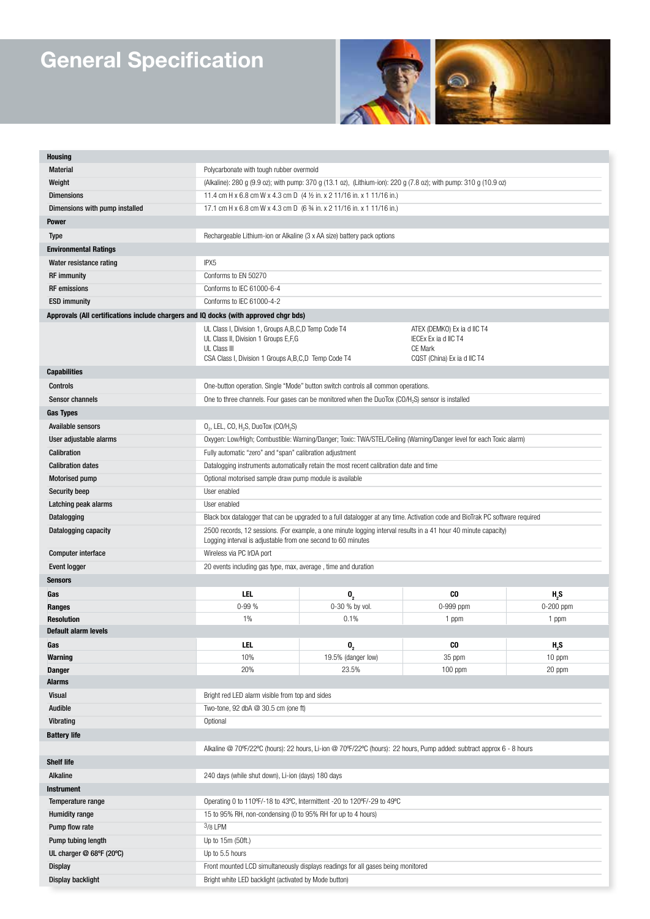# General Specification

| | | | | |
|---|---|---|---|---|
| **Housing** | | | | |
| **Material** | Polycarbonate with tough rubber overmold | | | |
| **Weight** | (Alkaline): 280 g (9.9 oz); with pump: 370 g (13.1 oz), (Lithium-ion): 220 g (7.8 oz); with pump: 310 g (10.9 oz) | | | |
| **Dimensions** | 11.4 cm H x 6.8 cm W x 4.3 cm D (4 ½ in. x 2 11/16 in. x 1 11/16 in.) | | | |
| **Dimensions with pump installed** | 17.1 cm H x 6.8 cm W x 4.3 cm D (6 ¾ in. x 2 11/16 in. x 1 11/16 in.) | | | |
| **Power** | | | | |
| **Type** | Rechargeable Lithium-ion or Alkaline (3 x AA size) battery pack options | | | |
| **Environmental Ratings** | | | | |
| **Water resistance rating** | IPX5 | | | |
| **RF immunity** | Conforms to EN 50270 | | | |
| **RF emissions** | Conforms to IEC 61000-6-4 | | | |
| **ESD immunity** | Conforms to IEC 61000-4-2 | | | |
| **Approvals (All certifications include chargers and IQ docks (with approved chgr bds)** | | | | |
| | UL Class I, Division 1, Groups A,B,C,D Temp Code T4<br>UL Class II, Division 1 Groups E,F,G<br>UL Class III<br>CSA Class I, Division 1 Groups A,B,C,D Temp Code T4 | | ATEX (DEMKO) Ex ia d IIC T4<br>IECEx Ex ia d IIC T4<br>CE Mark<br>CQST (China) Ex ia d IIC T4 | |
| **Capabilities** | | | | |
| **Controls** | One-button operation. Single "Mode" button switch controls all common operations. | | | |
| **Sensor channels** | One to three channels. Four gases can be monitored when the DuoTox ($CO/H_2S$) sensor is installed | | | |
| **Gas Types** | | | | |
| **Available sensors** | $O_2$, LEL, CO, $H_2S$, DuoTox ($CO/H_2S$) | | | |
| **User adjustable alarms** | Oxygen: Low/High; Combustible: Warning/Danger; Toxic: TWA/STEL/Ceiling (Warning/Danger level for each Toxic alarm) | | | |
| **Calibration** | Fully automatic "zero" and "span" calibration adjustment | | | |
| **Calibration dates** | Datalogging instruments automatically retain the most recent calibration date and time | | | |
| **Motorised pump** | Optional motorised sample draw pump module is available | | | |
| **Security beep** | User enabled | | | |
| **Latching peak alarms** | User enabled | | | |
| **Datalogging** | Black box datalogger that can be upgraded to a full datalogger at any time. Activation code and BioTrak PC software required | | | |
| **Datalogging capacity** | 2500 records, 12 sessions. (For example, a one minute logging interval results in a 41 hour 40 minute capacity)<br>Logging interval is adjustable from one second to 60 minutes | | | |
| **Computer interface** | Wireless via PC IrDA port | | | |
| **Event logger** | 20 events including gas type, max, average , time and duration | | | |
| **Sensors** | | | | |
| **Gas** | **LEL** | **$O_2$** | **CO** | **$H_2S$** |
| **Ranges** | 0-99 % | 0-30 % by vol. | 0-999 ppm | 0-200 ppm |
| **Resolution** | 1% | 0.1% | 1 ppm | 1 ppm |
| **Default alarm levels** | | | | |
| **Gas** | **LEL** | **$O_2$** | **CO** | **$H_2S$** |
| **Warning** | 10% | 19.5% (danger low) | 35 ppm | 10 ppm |
| **Danger** | 20% | 23.5% | 100 ppm | 20 ppm |
| **Alarms** | | | | |
| **Visual** | Bright red LED alarm visible from top and sides | | | |
| **Audible** | Two-tone, 92 dbA @ 30.5 cm (one ft) | | | |
| **Vibrating** | Optional | | | |
| **Battery life** | | | | |
| | Alkaline @ 70ºF/22ºC (hours): 22 hours, Li-ion @ 70ºF/22ºC (hours): 22 hours, Pump added: subtract approx 6 - 8 hours | | | |
| **Shelf life** | | | | |
| **Alkaline** | 240 days (while shut down), Li-ion (days) 180 days | | | |
| **Instrument** | | | | |
| **Temperature range** | Operating 0 to 110ºF/-18 to 43ºC, Intermittent -20 to 120ºF/-29 to 49ºC | | | |
| **Humidity range** | 15 to 95% RH, non-condensing (0 to 95% RH for up to 4 hours) | | | |
| **Pump flow rate** | 3/8 LPM | | | |
| **Pump tubing length** | Up to 15m (50ft.) | | | |
| **UL charger @ 68ºF (20ºC)** | Up to 5.5 hours | | | |
| **Display** | Front mounted LCD simultaneously displays readings for all gases being monitored | | | |
| **Display backlight** | Bright white LED backlight (activated by Mode button) | | | |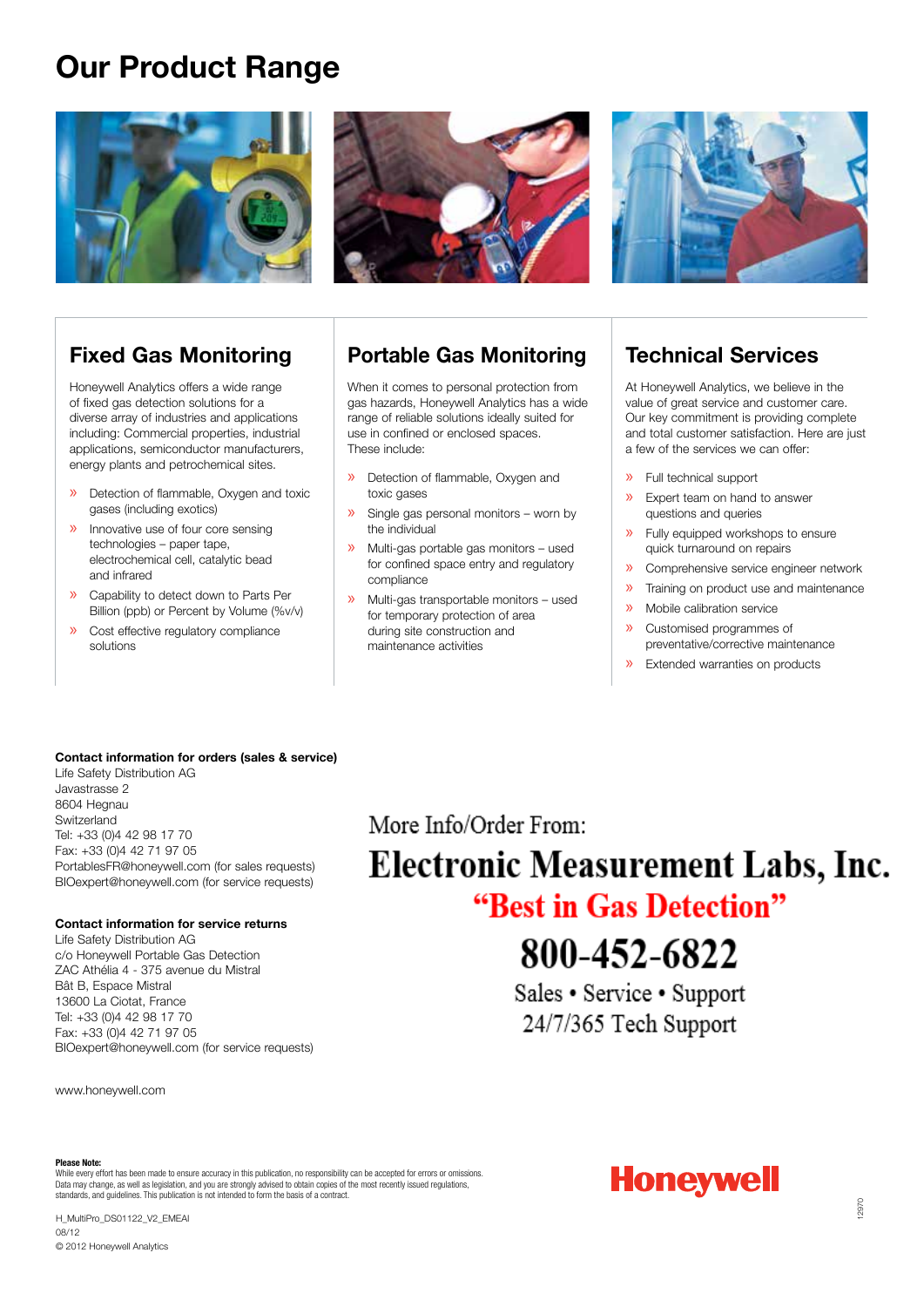# Our Product Range

## Fixed Gas Monitoring

Honeywell Analytics offers a wide range of fixed gas detection solutions for a diverse array of industries and applications including: Commercial properties, industrial applications, semiconductor manufacturers, energy plants and petrochemical sites.

- Detection of flammable, Oxygen and toxic gases (including exotics)
- Innovative use of four core sensing technologies – paper tape, electrochemical cell, catalytic bead and infrared
- Capability to detect down to Parts Per Billion (ppb) or Percent by Volume (%v/v)
- Cost effective regulatory compliance solutions

## Portable Gas Monitoring

When it comes to personal protection from gas hazards, Honeywell Analytics has a wide range of reliable solutions ideally suited for use in confined or enclosed spaces. These include:

- Detection of flammable, Oxygen and toxic gases
- Single gas personal monitors – worn by the individual
- Multi-gas portable gas monitors – used for confined space entry and regulatory compliance
- Multi-gas transportable monitors – used for temporary protection of area during site construction and maintenance activities

## Technical Services

At Honeywell Analytics, we believe in the value of great service and customer care. Our key commitment is providing complete and total customer satisfaction. Here are just a few of the services we can offer:

- Full technical support
- Expert team on hand to answer questions and queries
- Fully equipped workshops to ensure quick turnaround on repairs
- Comprehensive service engineer network
- Training on product use and maintenance
- Mobile calibration service
- Customised programmes of preventative/corrective maintenance
- Extended warranties on products

**Contact information for orders (sales & service)**
Life Safety Distribution AG
Javastrasse 2
8604 Hegnau
Switzerland
Tel: +33 (0)4 42 98 17 70
Fax: +33 (0)4 42 71 97 05
PortablesFR@honeywell.com (for sales requests)
BIOexpert@honeywell.com (for service requests)

**Contact information for service returns**
Life Safety Distribution AG
c/o Honeywell Portable Gas Detection
ZAC Athélia 4 - 375 avenue du Mistral
Bât B, Espace Mistral
13600 La Ciotat, France
Tel: +33 (0)4 42 98 17 70
Fax: +33 (0)4 42 71 97 05
BIOexpert@honeywell.com (for service requests)

www.honeywell.com

More Info/Order From:

**Electronic Measurement Labs, Inc.**

"Best in Gas Detection"

**800-452-6822**

Sales • Service • Support
24/7/365 Tech Support

**Please Note:**
While every effort has been made to ensure accuracy in this publication, no responsibility can be accepted for errors or omissions. Data may change, as well as legislation, and you are strongly advised to obtain copies of the most recently issued regulations, standards, and guidelines. This publication is not intended to form the basis of a contract.

H_MultiPro_DS01122_V2_EMEAI
08/12
© 2012 Honeywell Analytics

Honeywell

12970